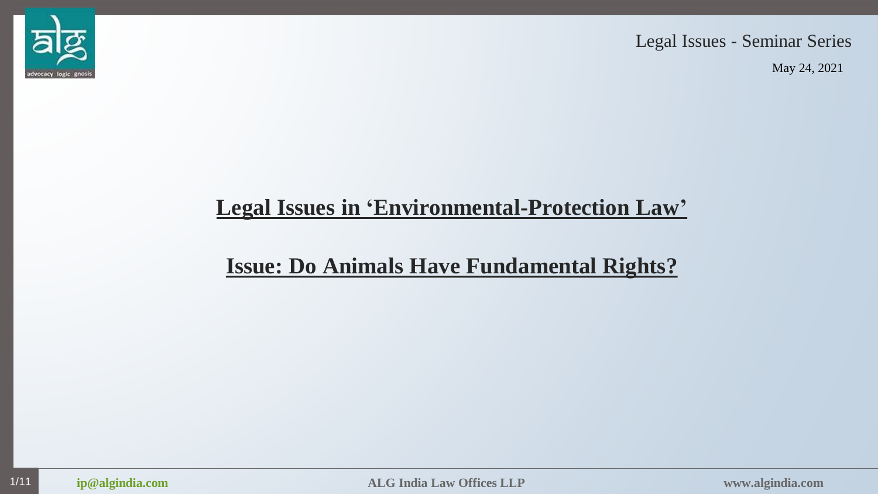Legal Issues - Seminar Series

May 24, 2021

# Legal Issues in 'Environmental-Protection Law'

## Issue: Do Animals Have Fundamental Rights?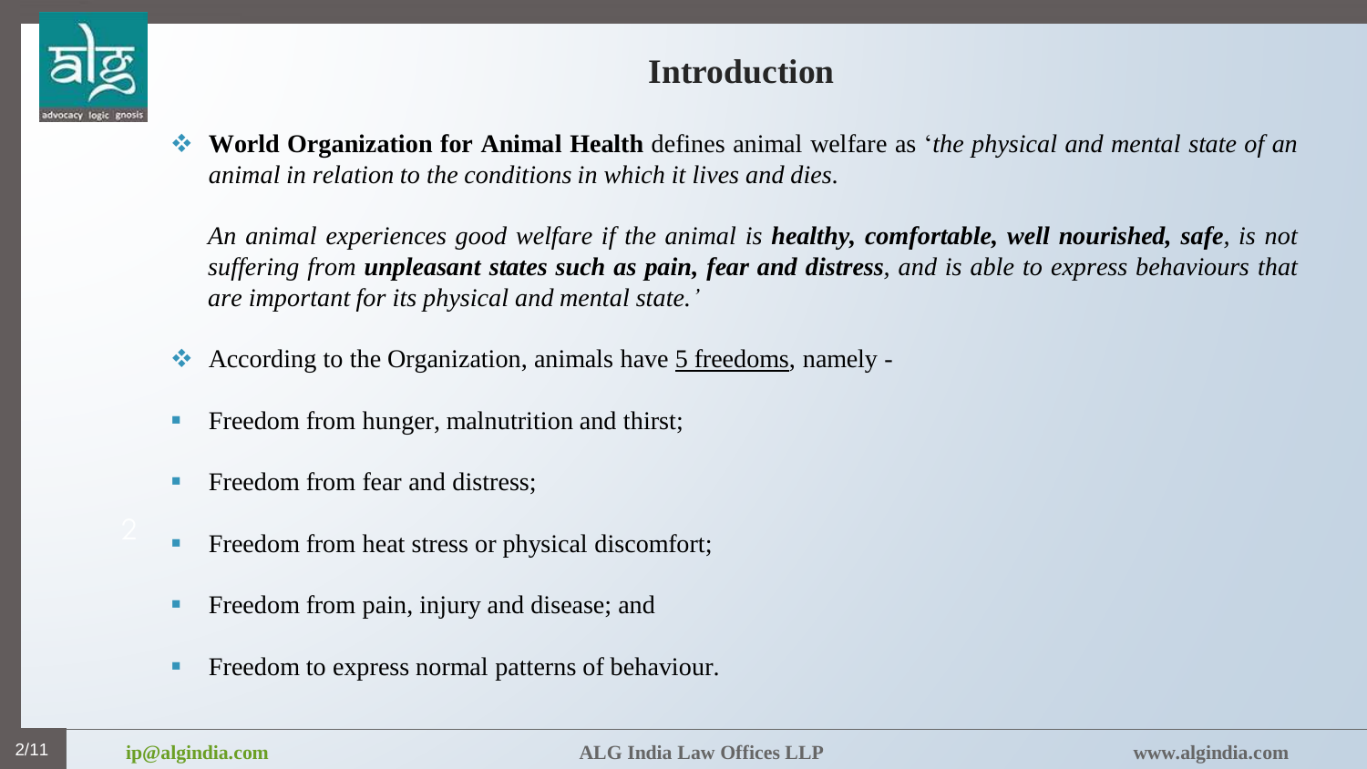# Introduction

- **World Organization for Animal Health** defines animal welfare as '*the physical and mental state of an animal in relation to the conditions in which it lives and dies.*

  *An animal experiences good welfare if the animal is **healthy, comfortable, well nourished, safe**, is not suffering from **unpleasant states such as pain, fear and distress**, and is able to express behaviours that are important for its physical and mental state.'*

- According to the Organization, animals have 5 freedoms, namely -

- Freedom from hunger, malnutrition and thirst;
- Freedom from fear and distress;
- Freedom from heat stress or physical discomfort;
- Freedom from pain, injury and disease; and
- Freedom to express normal patterns of behaviour.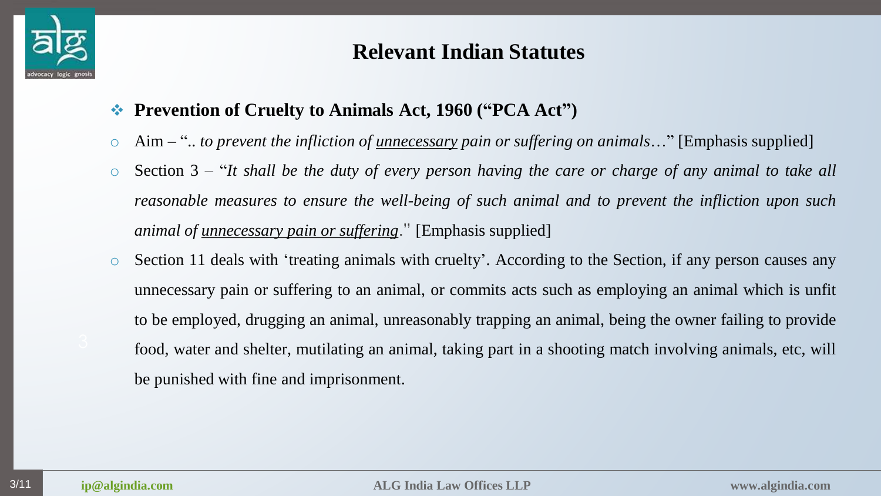## Relevant Indian Statutes

- **Prevention of Cruelty to Animals Act, 1960 ("PCA Act")**
  - Aim – ".. *to prevent the infliction of* <u>*unnecessary*</u> *pain or suffering on animals*…" [Emphasis supplied]
  - Section 3 – "*It shall be the duty of every person having the care or charge of any animal to take all reasonable measures to ensure the well-being of such animal and to prevent the infliction upon such animal of* <u>*unnecessary pain or suffering*</u>." [Emphasis supplied]
  - Section 11 deals with 'treating animals with cruelty'. According to the Section, if any person causes any unnecessary pain or suffering to an animal, or commits acts such as employing an animal which is unfit to be employed, drugging an animal, unreasonably trapping an animal, being the owner failing to provide food, water and shelter, mutilating an animal, taking part in a shooting match involving animals, etc, will be punished with fine and imprisonment.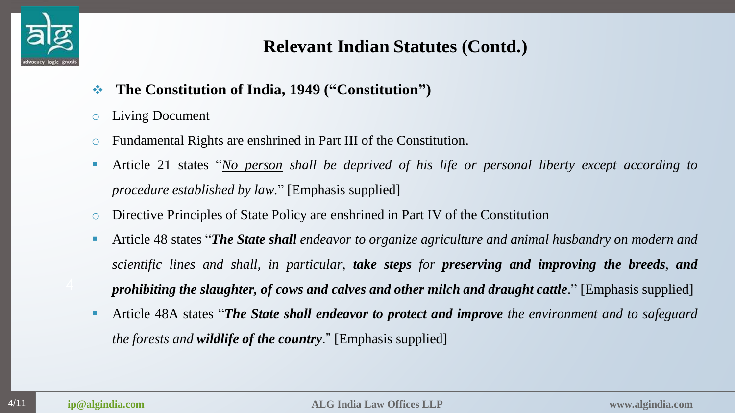# Relevant Indian Statutes (Contd.)

- **The Constitution of India, 1949 ("Constitution")**
  - Living Document
  - Fundamental Rights are enshrined in Part III of the Constitution.
    - Article 21 states "*No person shall be deprived of his life or personal liberty except according to procedure established by law*." [Emphasis supplied]
  - Directive Principles of State Policy are enshrined in Part IV of the Constitution
    - Article 48 states "***The State shall*** *endeavor to organize agriculture and animal husbandry on modern and scientific lines and shall, in particular,* ***take steps*** *for* ***preserving and improving the breeds****, **and prohibiting the slaughter, of cows and calves and other milch and draught cattle***." [Emphasis supplied]
    - Article 48A states "***The State shall endeavor to protect and improve*** *the environment and to safeguard the forests and* ***wildlife of the country***." [Emphasis supplied]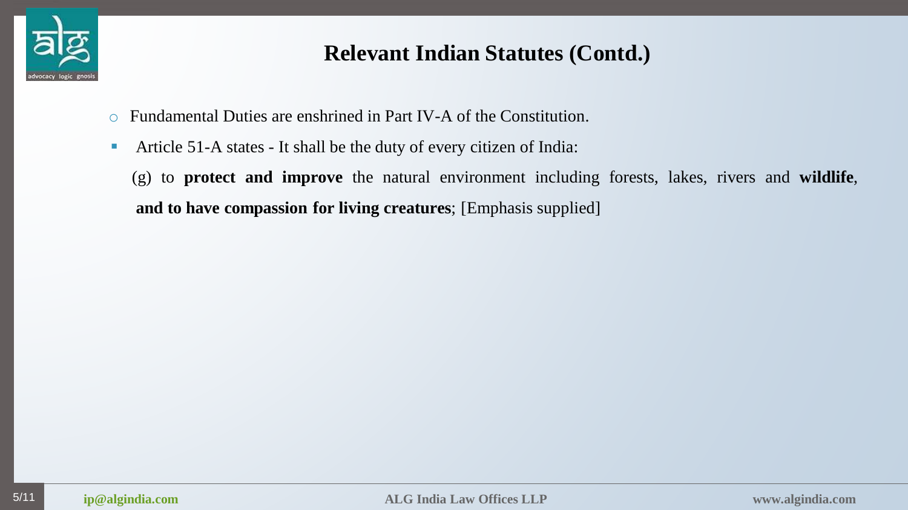# Relevant Indian Statutes (Contd.)

- Fundamental Duties are enshrined in Part IV-A of the Constitution.
  - Article 51-A states - It shall be the duty of every citizen of India:

    (g) to **protect and improve** the natural environment including forests, lakes, rivers and **wildlife**, **and to have compassion for living creatures**; [Emphasis supplied]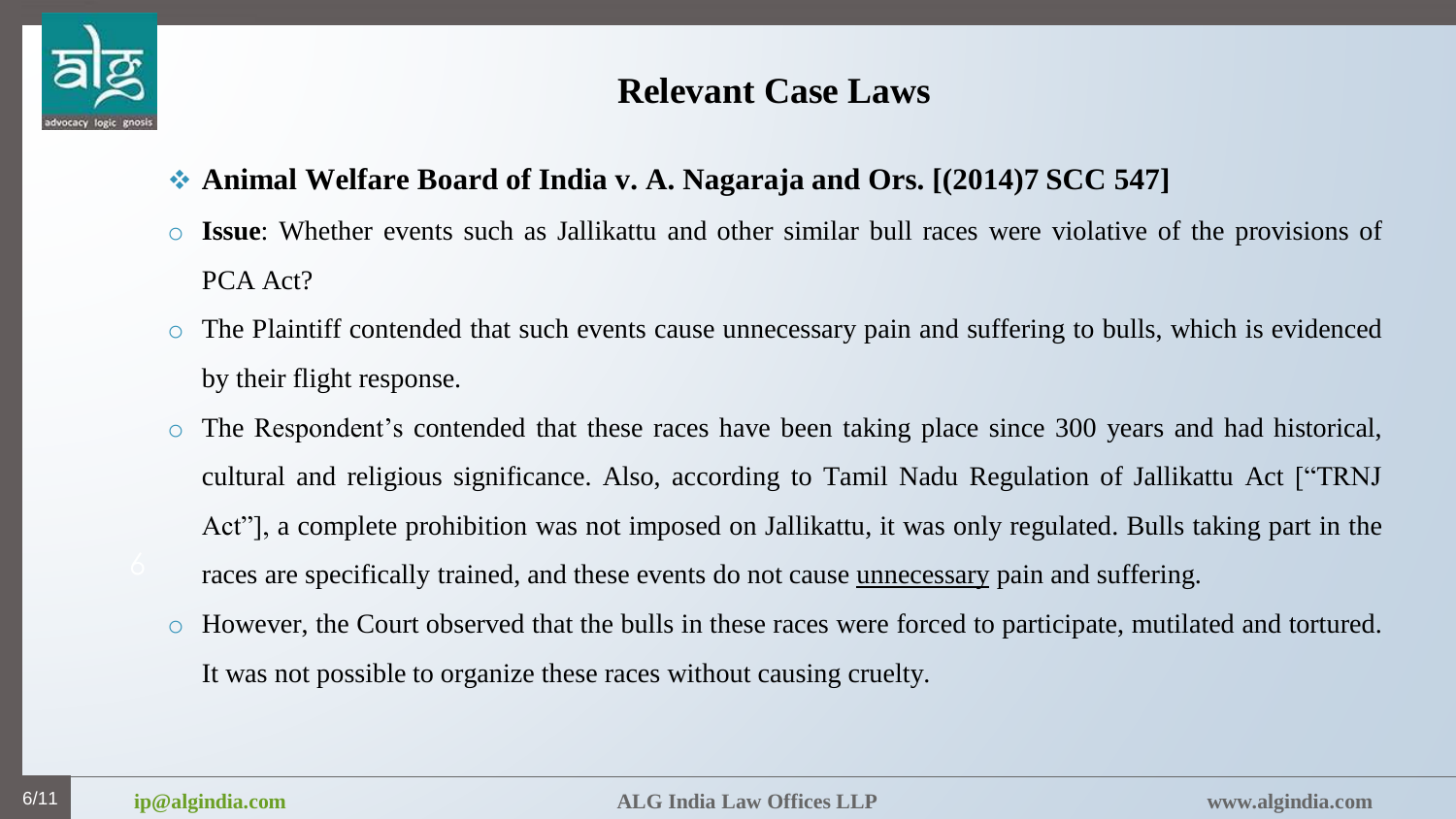# Relevant Case Laws

- **Animal Welfare Board of India v. A. Nagaraja and Ors. [(2014)7 SCC 547]**
  - **Issue**: Whether events such as Jallikattu and other similar bull races were violative of the provisions of PCA Act?
  - The Plaintiff contended that such events cause unnecessary pain and suffering to bulls, which is evidenced by their flight response.
  - The Respondent's contended that these races have been taking place since 300 years and had historical, cultural and religious significance. Also, according to Tamil Nadu Regulation of Jallikattu Act ["TRNJ Act"], a complete prohibition was not imposed on Jallikattu, it was only regulated. Bulls taking part in the races are specifically trained, and these events do not cause <u>unnecessary</u> pain and suffering.
  - However, the Court observed that the bulls in these races were forced to participate, mutilated and tortured. It was not possible to organize these races without causing cruelty.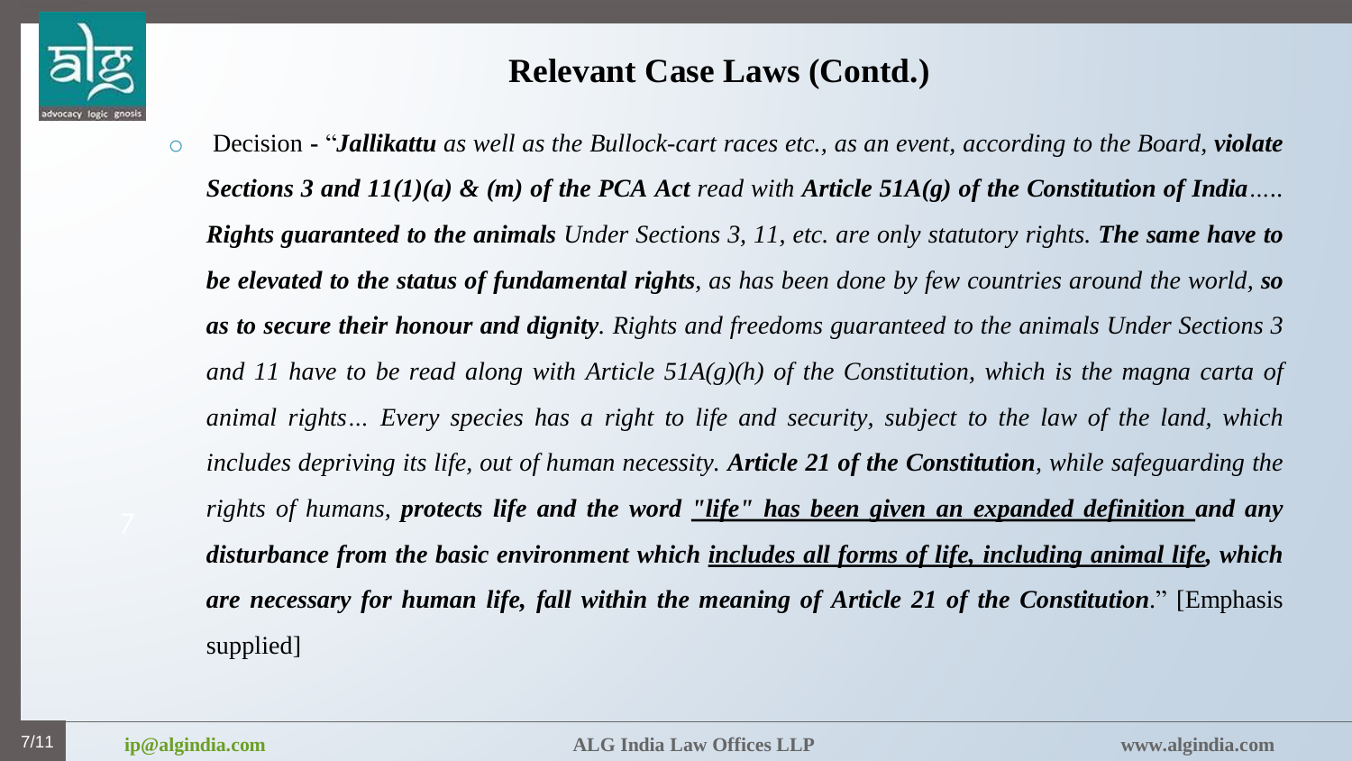## Relevant Case Laws (Contd.)

- Decision - "***Jallikattu*** *as well as the Bullock-cart races etc., as an event, according to the Board,* ***violate Sections 3 and 11(1)(a) & (m) of the PCA Act*** *read with* ***Article 51A(g) of the Constitution of India****.....* ***Rights guaranteed to the animals*** *Under Sections 3, 11, etc. are only statutory rights.* ***The same have to be elevated to the status of fundamental rights****, as has been done by few countries around the world,* ***so as to secure their honour and dignity****. Rights and freedoms guaranteed to the animals Under Sections 3 and 11 have to be read along with Article 51A(g)(h) of the Constitution, which is the magna carta of animal rights… Every species has a right to life and security, subject to the law of the land, which includes depriving its life, out of human necessity.* ***Article 21 of the Constitution****, while safeguarding the rights of humans,* ***protects life and the word <u>"life" has been given an expanded definition</u> and any disturbance from the basic environment which <u>includes all forms of life, including animal life</u>, which are necessary for human life, fall within the meaning of Article 21 of the Constitution****.*" [Emphasis supplied]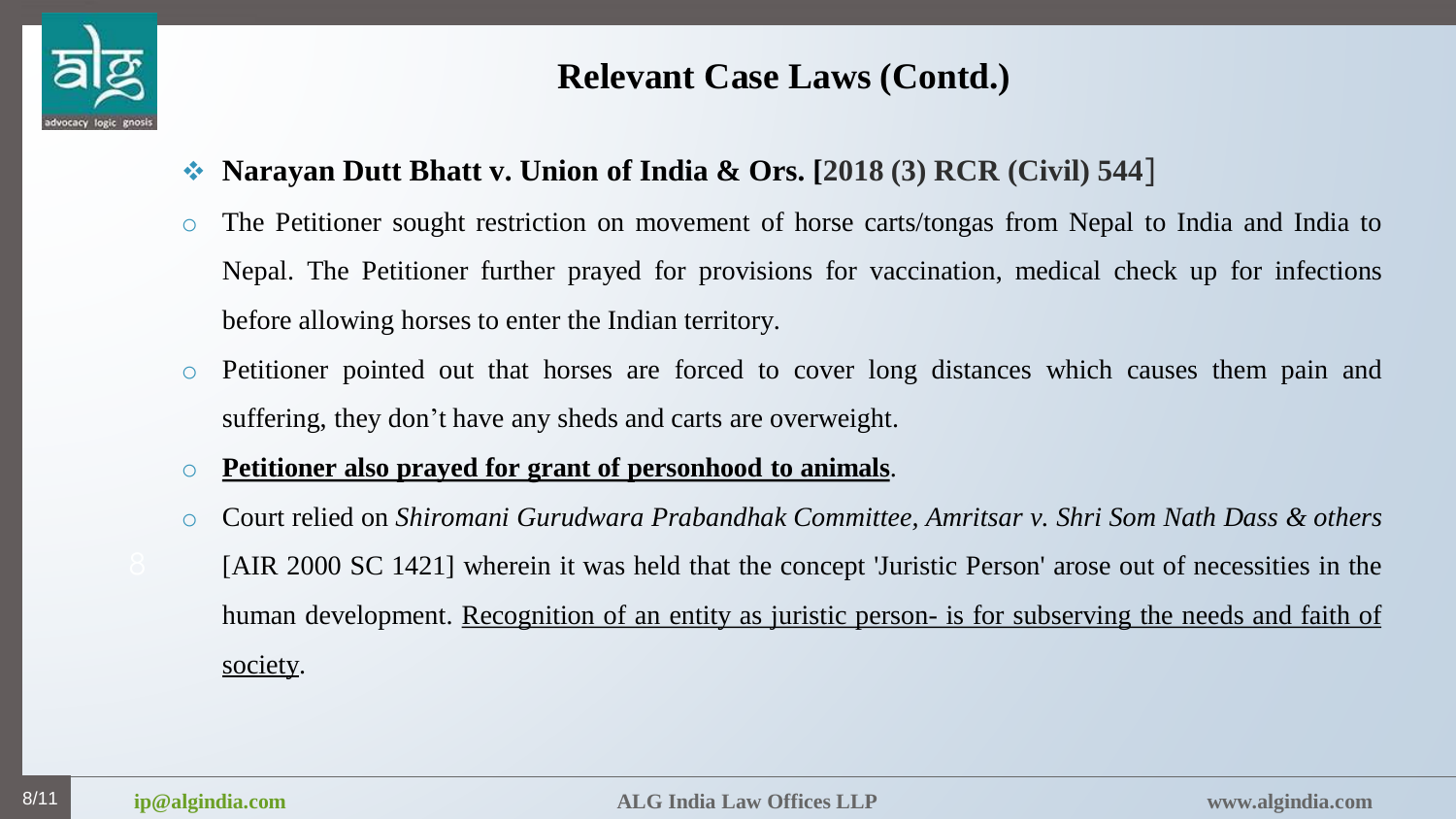# Relevant Case Laws (Contd.)

- **Narayan Dutt Bhatt v. Union of India & Ors. [2018 (3) RCR (Civil) 544]**
  - The Petitioner sought restriction on movement of horse carts/tongas from Nepal to India and India to Nepal. The Petitioner further prayed for provisions for vaccination, medical check up for infections before allowing horses to enter the Indian territory.
  - Petitioner pointed out that horses are forced to cover long distances which causes them pain and suffering, they don't have any sheds and carts are overweight.
  - **Petitioner also prayed for grant of personhood to animals**.
  - Court relied on *Shiromani Gurudwara Prabandhak Committee, Amritsar v. Shri Som Nath Dass & others* [AIR 2000 SC 1421] wherein it was held that the concept 'Juristic Person' arose out of necessities in the human development. Recognition of an entity as juristic person- is for subserving the needs and faith of society.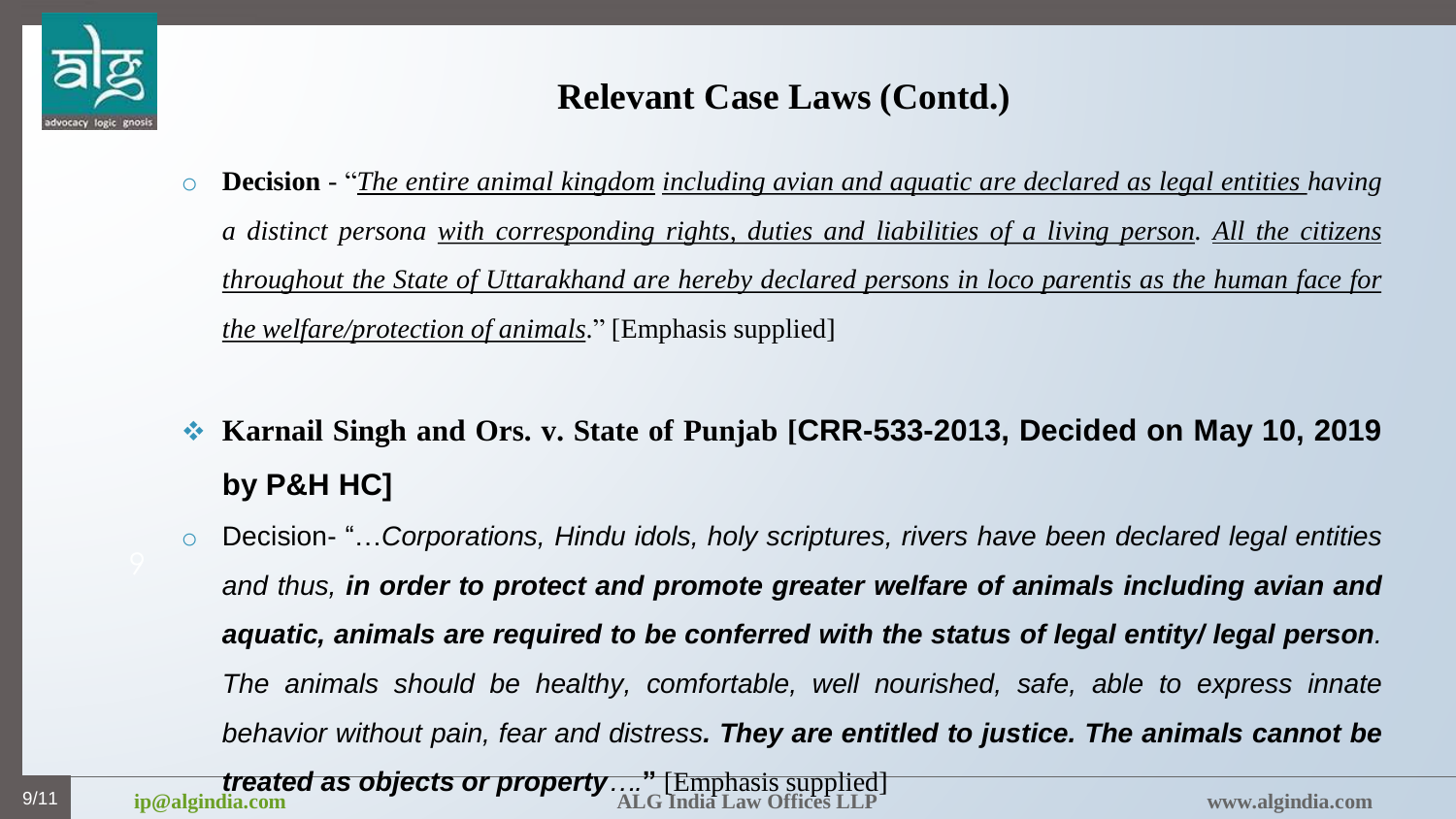## Relevant Case Laws (Contd.)

- **Decision** - "*The entire animal kingdom including avian and aquatic are declared as legal entities having a distinct persona with corresponding rights, duties and liabilities of a living person. All the citizens throughout the State of Uttarakhand are hereby declared persons in loco parentis as the human face for the welfare/protection of animals*." [Emphasis supplied]

- **Karnail Singh and Ors. v. State of Punjab [CRR-533-2013, Decided on May 10, 2019 by P&H HC]**

  - Decision- "…*Corporations, Hindu idols, holy scriptures, rivers have been declared legal entities and thus,* ***in order to protect and promote greater welfare of animals including avian and aquatic, animals are required to be conferred with the status of legal entity/ legal person****. The animals should be healthy, comfortable, well nourished, safe, able to express innate behavior without pain, fear and distress****. They are entitled to justice. The animals cannot be treated as objects or property****….*" [Emphasis supplied]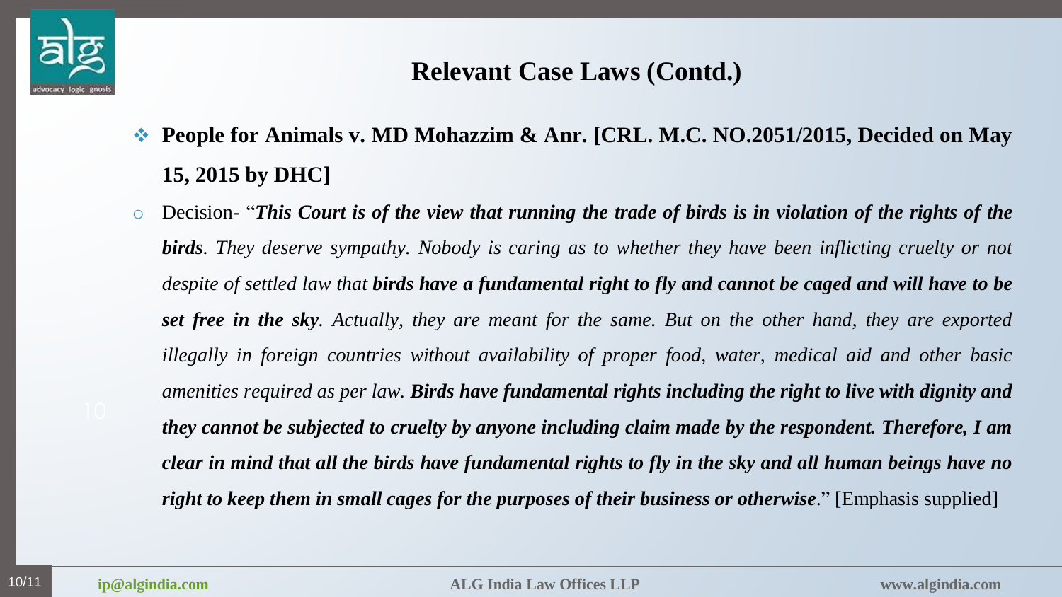## Relevant Case Laws (Contd.)

- **People for Animals v. MD Mohazzim & Anr. [CRL. M.C. NO.2051/2015, Decided on May 15, 2015 by DHC]**
  - Decision- "***This Court is of the view that running the trade of birds is in violation of the rights of the birds****. They deserve sympathy. Nobody is caring as to whether they have been inflicting cruelty or not despite of settled law that* ***birds have a fundamental right to fly and cannot be caged and will have to be set free in the sky****. Actually, they are meant for the same. But on the other hand, they are exported illegally in foreign countries without availability of proper food, water, medical aid and other basic amenities required as per law.* ***Birds have fundamental rights including the right to live with dignity and they cannot be subjected to cruelty by anyone including claim made by the respondent. Therefore, I am clear in mind that all the birds have fundamental rights to fly in the sky and all human beings have no right to keep them in small cages for the purposes of their business or otherwise***." [Emphasis supplied]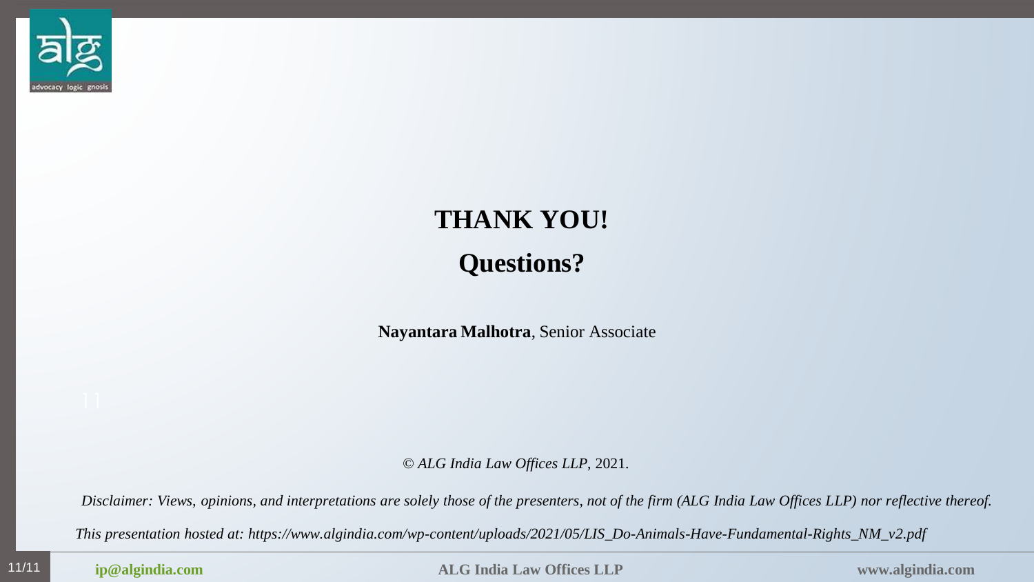# THANK YOU!

## Questions?

**Nayantara Malhotra**, Senior Associate

*© ALG India Law Offices LLP*, 2021.

*Disclaimer: Views, opinions, and interpretations are solely those of the presenters, not of the firm (ALG India Law Offices LLP) nor reflective thereof.*

*This presentation hosted at: https://www.algindia.com/wp-content/uploads/2021/05/LIS_Do-Animals-Have-Fundamental-Rights_NM_v2.pdf*